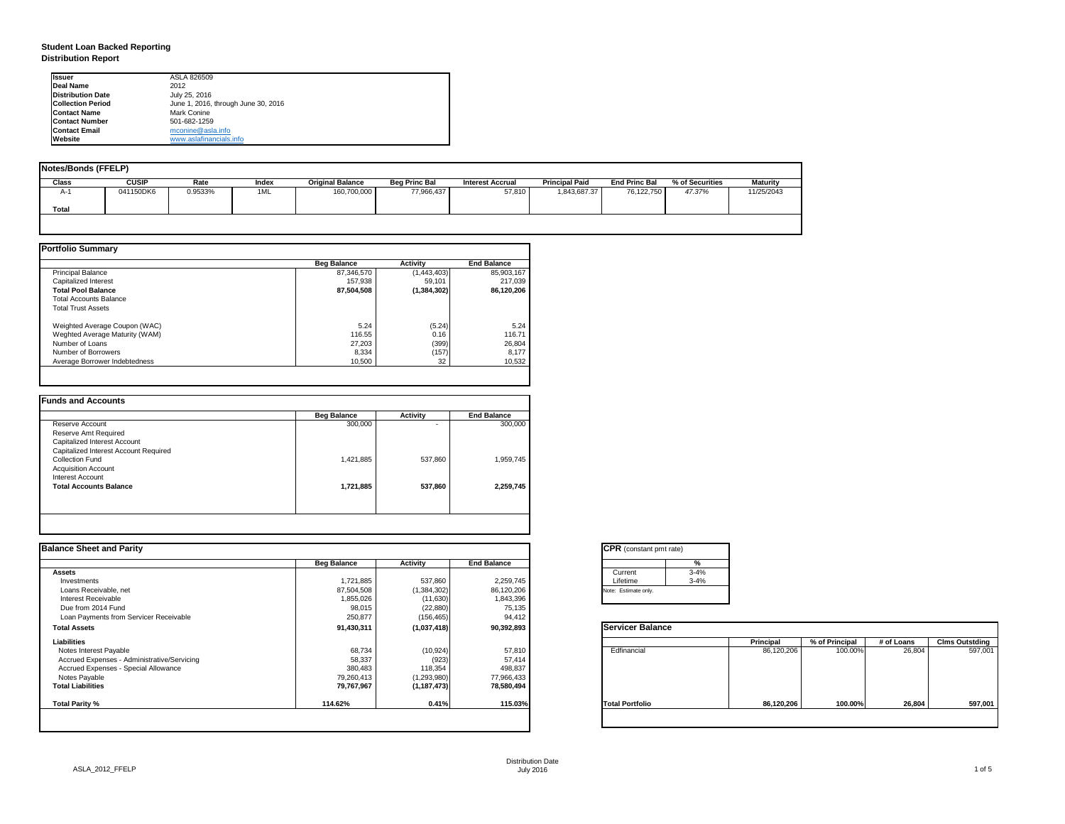# Student Loan Backed Reporting

## Distribution Report

| | |
|---|---|
| **Issuer** | ASLA 826509 |
| **Deal Name** | 2012 |
| **Distribution Date** | July 25, 2016 |
| **Collection Period** | June 1, 2016, through June 30, 2016 |
| **Contact Name** | Mark Conine |
| **Contact Number** | 501-682-1259 |
| **Contact Email** | mconine@asla.info |
| **Website** | www.aslafinancials.info |

### Notes/Bonds (FFELP)

| Class | CUSIP | Rate | Index | Original Balance | Beg Princ Bal | Interest Accrual | Principal Paid | End Princ Bal | % of Securities | Maturity |
|---|---|---|---|---|---|---|---|---|---|---|
| A-1 | 041150DK6 | 0.9533% | 1ML | 160,700,000 | 77,966,437 | 57,810 | 1,843,687.37 | 76,122,750 | 47.37% | 11/25/2043 |
| **Total** | | | | | | | | | | |

### Portfolio Summary

| | Beg Balance | Activity | End Balance |
|---|---|---|---|
| Principal Balance | 87,346,570 | (1,443,403) | 85,903,167 |
| Capitalized Interest | 157,938 | 59,101 | 217,039 |
| **Total Pool Balance** | **87,504,508** | **(1,384,302)** | **86,120,206** |
| Total Accounts Balance | | | |
| Total Trust Assets | | | |
| Weighted Average Coupon (WAC) | 5.24 | (5.24) | 5.24 |
| Weghted Average Maturity (WAM) | 116.55 | 0.16 | 116.71 |
| Number of Loans | 27,203 | (399) | 26,804 |
| Number of Borrowers | 8,334 | (157) | 8,177 |
| Average Borrower Indebtedness | 10,500 | 32 | 10,532 |

### Funds and Accounts

| | Beg Balance | Activity | End Balance |
|---|---|---|---|
| Reserve Account | 300,000 | - | 300,000 |
| Reserve Amt Required | | | |
| Capitalized Interest Account | | | |
| Capitalized Interest Account Required | | | |
| Collection Fund | 1,421,885 | 537,860 | 1,959,745 |
| Acquisition Account | | | |
| Interest Account | | | |
| **Total Accounts Balance** | **1,721,885** | **537,860** | **2,259,745** |

### Balance Sheet and Parity

| | Beg Balance | Activity | End Balance |
|---|---|---|---|
| **Assets** | | | |
| Investments | 1,721,885 | 537,860 | 2,259,745 |
| Loans Receivable, net | 87,504,508 | (1,384,302) | 86,120,206 |
| Interest Receivable | 1,855,026 | (11,630) | 1,843,396 |
| Due from 2014 Fund | 98,015 | (22,880) | 75,135 |
| Loan Payments from Servicer Receivable | 250,877 | (156,465) | 94,412 |
| **Total Assets** | **91,430,311** | **(1,037,418)** | **90,392,893** |
| **Liabilities** | | | |
| Notes Interest Payable | 68,734 | (10,924) | 57,810 |
| Accrued Expenses - Administrative/Servicing | 58,337 | (923) | 57,414 |
| Accrued Expenses - Special Allowance | 380,483 | 118,354 | 498,837 |
| Notes Payable | 79,260,413 | (1,293,980) | 77,966,433 |
| **Total Liabilities** | **79,767,967** | **(1,187,473)** | **78,580,494** |
| **Total Parity %** | **114.62%** | **0.41%** | **115.03%** |

### CPR (constant pmt rate)

| | % |
|---|---|
| Current | 3-4% |
| Lifetime | 3-4% |

Note: Estimate only.

### Servicer Balance

| | Principal | % of Principal | # of Loans | Clms Outstding |
|---|---|---|---|---|
| Edfinancial | 86,120,206 | 100.00% | 26,804 | 597,001 |
| **Total Portfolio** | **86,120,206** | **100.00%** | **26,804** | **597,001** |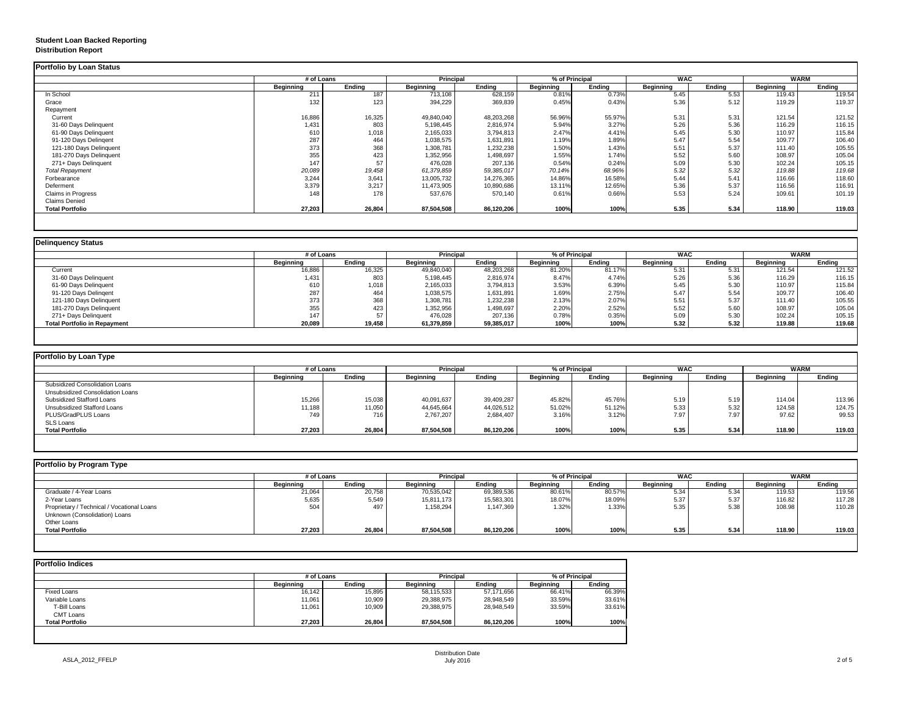# Student Loan Backed Reporting

## Distribution Report

### Portfolio by Loan Status

| | # of Loans | | Principal | | % of Principal | | WAC | | WARM | |
|---|---|---|---|---|---|---|---|---|---|---|
| | Beginning | Ending | Beginning | Ending | Beginning | Ending | Beginning | Ending | Beginning | Ending |
| In School | 211 | 187 | 713,108 | 628,159 | 0.81% | 0.73% | 5.45 | 5.53 | 119.43 | 119.54 |
| Grace | 132 | 123 | 394,229 | 369,839 | 0.45% | 0.43% | 5.36 | 5.12 | 119.29 | 119.37 |
| Repayment | | | | | | | | | | |
| Current | 16,886 | 16,325 | 49,840,040 | 48,203,268 | 56.96% | 55.97% | 5.31 | 5.31 | 121.54 | 121.52 |
| 31-60 Days Delinquent | 1,431 | 803 | 5,198,445 | 2,816,974 | 5.94% | 3.27% | 5.26 | 5.36 | 116.29 | 116.15 |
| 61-90 Days Delinquent | 610 | 1,018 | 2,165,033 | 3,794,813 | 2.47% | 4.41% | 5.45 | 5.30 | 110.97 | 115.84 |
| 91-120 Days Delingent | 287 | 464 | 1,038,575 | 1,631,891 | 1.19% | 1.89% | 5.47 | 5.54 | 109.77 | 106.40 |
| 121-180 Days Delinquent | 373 | 368 | 1,308,781 | 1,232,238 | 1.50% | 1.43% | 5.51 | 5.37 | 111.40 | 105.55 |
| 181-270 Days Delinquent | 355 | 423 | 1,352,956 | 1,498,697 | 1.55% | 1.74% | 5.52 | 5.60 | 108.97 | 105.04 |
| 271+ Days Delinquent | 147 | 57 | 476,028 | 207,136 | 0.54% | 0.24% | 5.09 | 5.30 | 102.24 | 105.15 |
| *Total Repayment* | *20,089* | *19,458* | *61,379,859* | *59,385,017* | *70.14%* | *68.96%* | *5.32* | *5.32* | *119.88* | *119.68* |
| Forbearance | 3,244 | 3,641 | 13,005,732 | 14,276,365 | 14.86% | 16.58% | 5.44 | 5.41 | 116.66 | 118.60 |
| Deferment | 3,379 | 3,217 | 11,473,905 | 10,890,686 | 13.11% | 12.65% | 5.36 | 5.37 | 116.56 | 116.91 |
| Claims in Progress | 148 | 178 | 537,676 | 570,140 | 0.61% | 0.66% | 5.53 | 5.24 | 109.61 | 101.19 |
| Claims Denied | | | | | | | | | | |
| **Total Portfolio** | **27,203** | **26,804** | **87,504,508** | **86,120,206** | **100%** | **100%** | **5.35** | **5.34** | **118.90** | **119.03** |

### Delinquency Status

| | # of Loans | | Principal | | % of Principal | | WAC | | WARM | |
|---|---|---|---|---|---|---|---|---|---|---|
| | Beginning | Ending | Beginning | Ending | Beginning | Ending | Beginning | Ending | Beginning | Ending |
| Current | 16,886 | 16,325 | 49,840,040 | 48,203,268 | 81.20% | 81.17% | 5.31 | 5.31 | 121.54 | 121.52 |
| 31-60 Days Delinquent | 1,431 | 803 | 5,198,445 | 2,816,974 | 8.47% | 4.74% | 5.26 | 5.36 | 116.29 | 116.15 |
| 61-90 Days Delinquent | 610 | 1,018 | 2,165,033 | 3,794,813 | 3.53% | 6.39% | 5.45 | 5.30 | 110.97 | 115.84 |
| 91-120 Days Delingent | 287 | 464 | 1,038,575 | 1,631,891 | 1.69% | 2.75% | 5.47 | 5.54 | 109.77 | 106.40 |
| 121-180 Days Delinquent | 373 | 368 | 1,308,781 | 1,232,238 | 2.13% | 2.07% | 5.51 | 5.37 | 111.40 | 105.55 |
| 181-270 Days Delinquent | 355 | 423 | 1,352,956 | 1,498,697 | 2.20% | 2.52% | 5.52 | 5.60 | 108.97 | 105.04 |
| 271+ Days Delinquent | 147 | 57 | 476,028 | 207,136 | 0.78% | 0.35% | 5.09 | 5.30 | 102.24 | 105.15 |
| **Total Portfolio in Repayment** | **20,089** | **19,458** | **61,379,859** | **59,385,017** | **100%** | **100%** | **5.32** | **5.32** | **119.88** | **119.68** |

### Portfolio by Loan Type

| | # of Loans | | Principal | | % of Principal | | WAC | | WARM | |
|---|---|---|---|---|---|---|---|---|---|---|
| | Beginning | Ending | Beginning | Ending | Beginning | Ending | Beginning | Ending | Beginning | Ending |
| Subsidized Consolidation Loans | | | | | | | | | | |
| Unsubsidized Consolidation Loans | | | | | | | | | | |
| Subsidized Stafford Loans | 15,266 | 15,038 | 40,091,637 | 39,409,287 | 45.82% | 45.76% | 5.19 | 5.19 | 114.04 | 113.96 |
| Unsubsidized Stafford Loans | 11,188 | 11,050 | 44,645,664 | 44,026,512 | 51.02% | 51.12% | 5.33 | 5.32 | 124.58 | 124.75 |
| PLUS/GradPLUS Loans | 749 | 716 | 2,767,207 | 2,684,407 | 3.16% | 3.12% | 7.97 | 7.97 | 97.62 | 99.53 |
| SLS Loans | | | | | | | | | | |
| **Total Portfolio** | **27,203** | **26,804** | **87,504,508** | **86,120,206** | **100%** | **100%** | **5.35** | **5.34** | **118.90** | **119.03** |

### Portfolio by Program Type

| | # of Loans | | Principal | | % of Principal | | WAC | | WARM | |
|---|---|---|---|---|---|---|---|---|---|---|
| | Beginning | Ending | Beginning | Ending | Beginning | Ending | Beginning | Ending | Beginning | Ending |
| Graduate / 4-Year Loans | 21,064 | 20,758 | 70,535,042 | 69,389,536 | 80.61% | 80.57% | 5.34 | 5.34 | 119.53 | 119.56 |
| 2-Year Loans | 5,635 | 5,549 | 15,811,173 | 15,583,301 | 18.07% | 18.09% | 5.37 | 5.37 | 116.82 | 117.28 |
| Proprietary / Technical / Vocational Loans | 504 | 497 | 1,158,294 | 1,147,369 | 1.32% | 1.33% | 5.35 | 5.38 | 108.98 | 110.28 |
| Unknown (Consolidation) Loans | | | | | | | | | | |
| Other Loans | | | | | | | | | | |
| **Total Portfolio** | **27,203** | **26,804** | **87,504,508** | **86,120,206** | **100%** | **100%** | **5.35** | **5.34** | **118.90** | **119.03** |

### Portfolio Indices

| | # of Loans | | Principal | | % of Principal | |
|---|---|---|---|---|---|---|
| | Beginning | Ending | Beginning | Ending | Beginning | Ending |
| Fixed Loans | 16,142 | 15,895 | 58,115,533 | 57,171,656 | 66.41% | 66.39% |
| Variable Loans | 11,061 | 10,909 | 29,388,975 | 28,948,549 | 33.59% | 33.61% |
| T-Bill Loans | 11,061 | 10,909 | 29,388,975 | 28,948,549 | 33.59% | 33.61% |
| CMT Loans | | | | | | |
| **Total Portfolio** | **27,203** | **26,804** | **87,504,508** | **86,120,206** | **100%** | **100%** |

Distribution Date
July 2016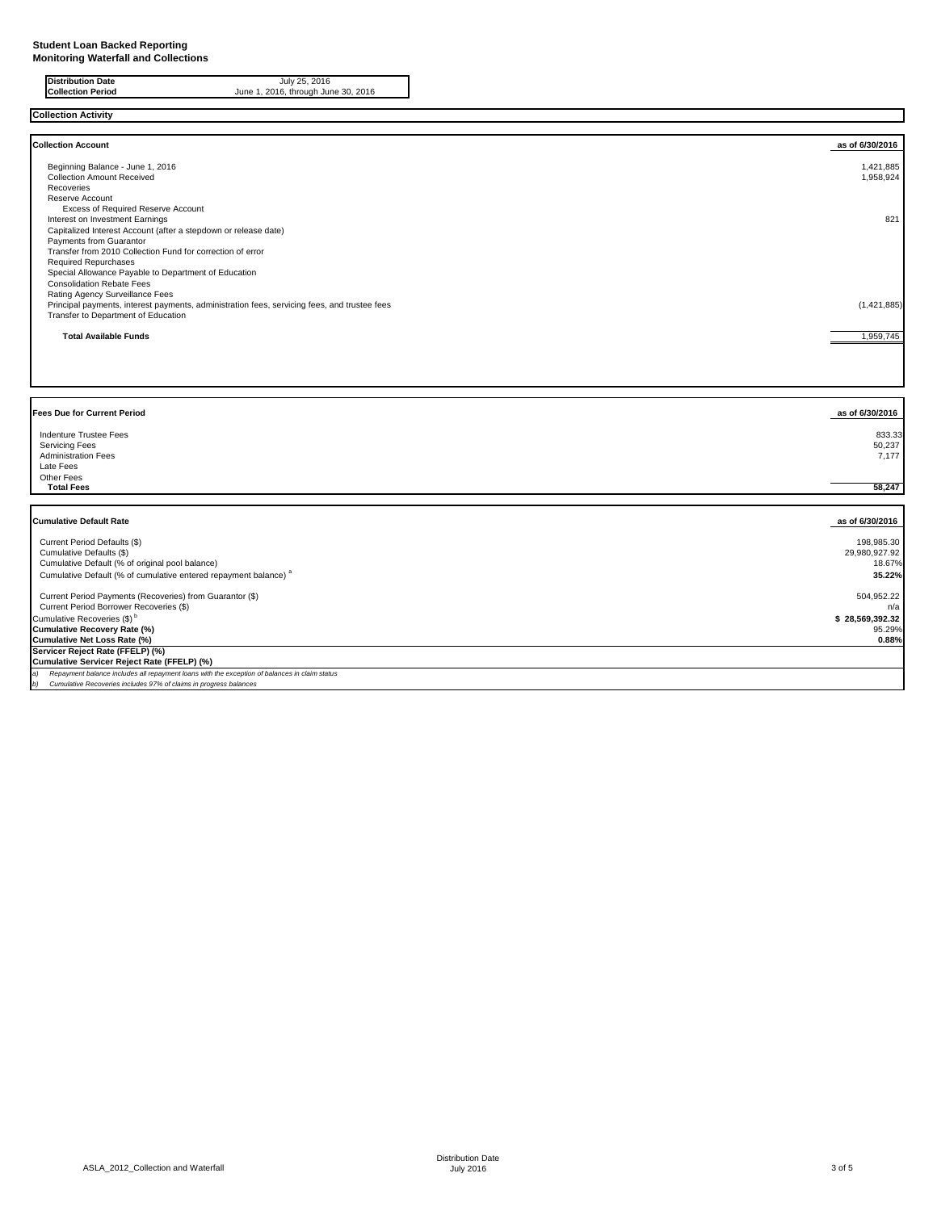**Student Loan Backed Reporting**
**Monitoring Waterfall and Collections**

| | |
|---|---|
| **Distribution Date** | July 25, 2016 |
| **Collection Period** | June 1, 2016, through June 30, 2016 |

## Collection Activity

| **Collection Account** | **as of 6/30/2016** |
|---|---|
| Beginning Balance - June 1, 2016 | 1,421,885 |
| Collection Amount Received | 1,958,924 |
| Recoveries | |
| Reserve Account | |
| Excess of Required Reserve Account | |
| Interest on Investment Earnings | 821 |
| Capitalized Interest Account (after a stepdown or release date) | |
| Payments from Guarantor | |
| Transfer from 2010 Collection Fund for correction of error | |
| Required Repurchases | |
| Special Allowance Payable to Department of Education | |
| Consolidation Rebate Fees | |
| Rating Agency Surveillance Fees | |
| Principal payments, interest payments, administration fees, servicing fees, and trustee fees | (1,421,885) |
| Transfer to Department of Education | |
| **Total Available Funds** | 1,959,745 |

| **Fees Due for Current Period** | **as of 6/30/2016** |
|---|---|
| Indenture Trustee Fees | 833.33 |
| Servicing Fees | 50,237 |
| Administration Fees | 7,177 |
| Late Fees | |
| Other Fees | |
| **Total Fees** | **58,247** |

| **Cumulative Default Rate** | **as of 6/30/2016** |
|---|---|
| Current Period Defaults ($) | 198,985.30 |
| Cumulative Defaults ($) | 29,980,927.92 |
| Cumulative Default (% of original pool balance) | 18.67% |
| Cumulative Default (% of cumulative entered repayment balance) [a] | **35.22%** |
| Current Period Payments (Recoveries) from Guarantor ($) | 504,952.22 |
| Current Period Borrower Recoveries ($) | n/a |
| Cumulative Recoveries ($) [b] | **$ 28,569,392.32** |
| **Cumulative Recovery Rate (%)** | 95.29% |
| **Cumulative Net Loss Rate (%)** | **0.88%** |
| **Servicer Reject Rate (FFELP) (%)** | |
| **Cumulative Servicer Reject Rate (FFELP) (%)** | |

*a) Repayment balance includes all repayment loans with the exception of balances in claim status*

*b) Cumulative Recoveries includes 97% of claims in progress balances*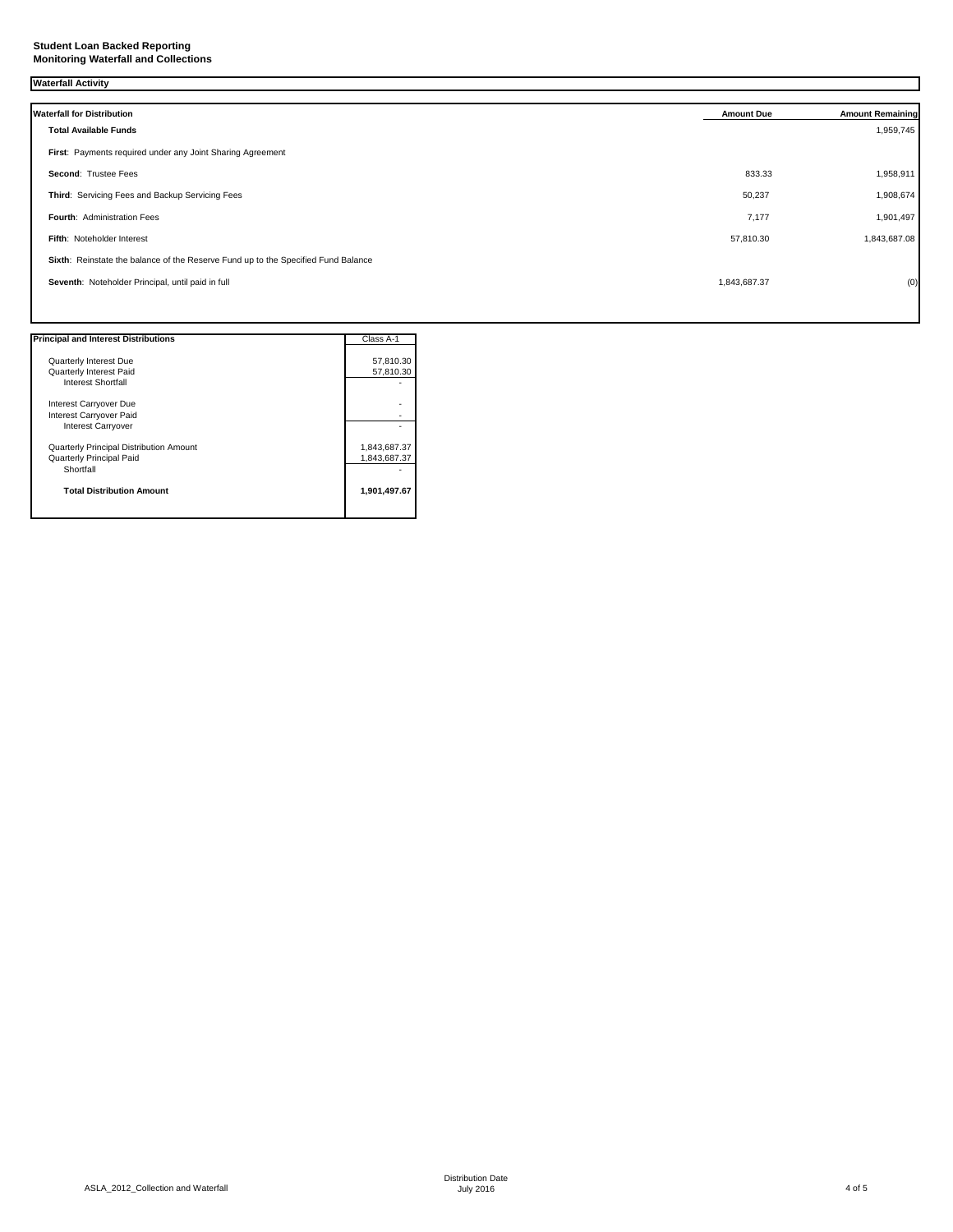**Student Loan Backed Reporting**
**Monitoring Waterfall and Collections**

**Waterfall Activity**

| Waterfall for Distribution | Amount Due | Amount Remaining |
|---|---|---|
| **Total Available Funds** | | 1,959,745 |
| **First**: Payments required under any Joint Sharing Agreement | | |
| **Second**: Trustee Fees | 833.33 | 1,958,911 |
| **Third**: Servicing Fees and Backup Servicing Fees | 50,237 | 1,908,674 |
| **Fourth**: Administration Fees | 7,177 | 1,901,497 |
| **Fifth**: Noteholder Interest | 57,810.30 | 1,843,687.08 |
| **Sixth**: Reinstate the balance of the Reserve Fund up to the Specified Fund Balance | | |
| **Seventh**: Noteholder Principal, until paid in full | 1,843,687.37 | (0) |

| Principal and Interest Distributions | Class A-1 |
|---|---|
| Quarterly Interest Due | 57,810.30 |
| Quarterly Interest Paid | 57,810.30 |
| Interest Shortfall | - |
| Interest Carryover Due | - |
| Interest Carryover Paid | - |
| Interest Carryover | - |
| Quarterly Principal Distribution Amount | 1,843,687.37 |
| Quarterly Principal Paid | 1,843,687.37 |
| Shortfall | - |
| **Total Distribution Amount** | **1,901,497.67** |

ASLA_2012_Collection and Waterfall

Distribution Date
July 2016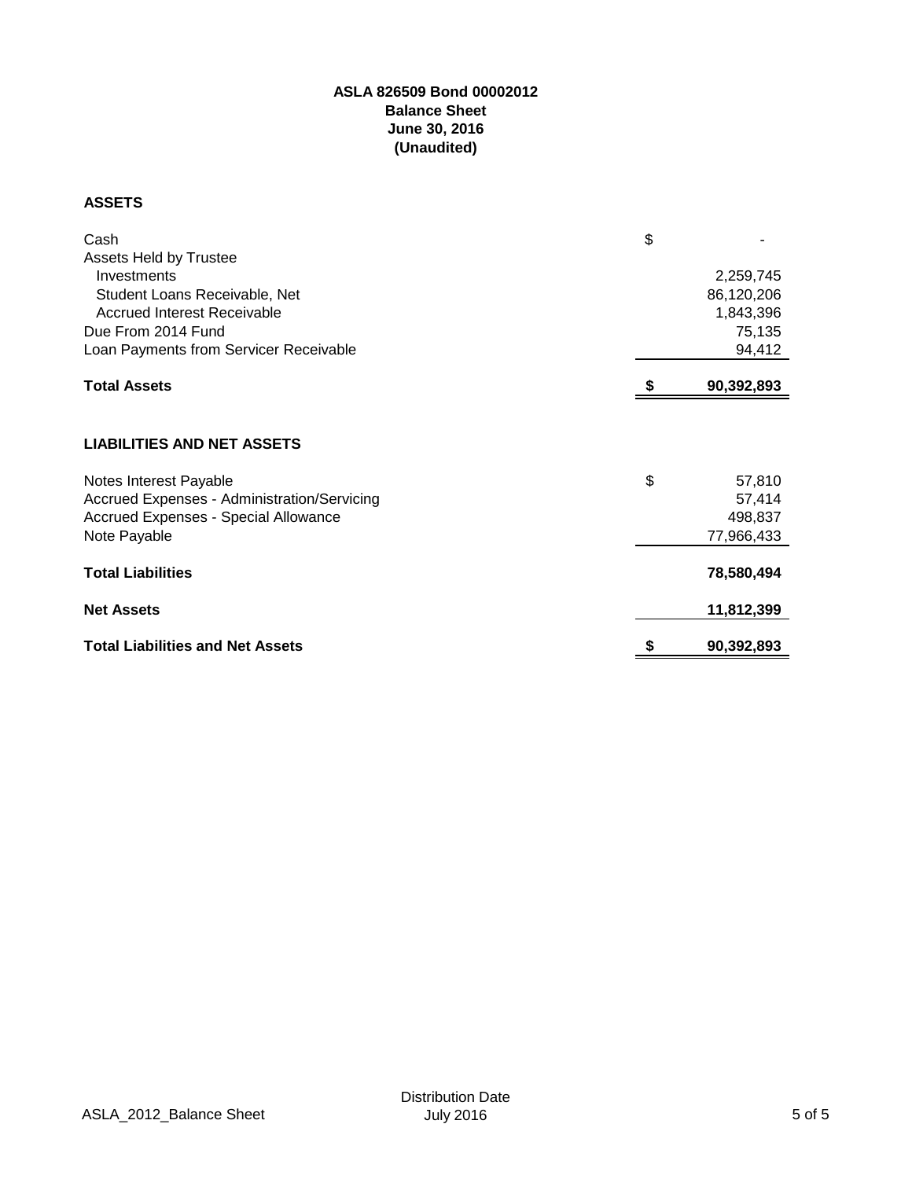**ASLA 826509 Bond 00002012**
**Balance Sheet**
**June 30, 2016**
**(Unaudited)**

## ASSETS

| | | |
|---|---|---|
| Cash | $ | - |
| Assets Held by Trustee | | |
| Investments | | 2,259,745 |
| Student Loans Receivable, Net | | 86,120,206 |
| Accrued Interest Receivable | | 1,843,396 |
| Due From 2014 Fund | | 75,135 |
| Loan Payments from Servicer Receivable | | 94,412 |
| **Total Assets** | **$** | **90,392,893** |

## LIABILITIES AND NET ASSETS

| | | |
|---|---|---|
| Notes Interest Payable | $ | 57,810 |
| Accrued Expenses - Administration/Servicing | | 57,414 |
| Accrued Expenses - Special Allowance | | 498,837 |
| Note Payable | | 77,966,433 |
| **Total Liabilities** | | **78,580,494** |
| **Net Assets** | | **11,812,399** |
| **Total Liabilities and Net Assets** | **$** | **90,392,893** |

ASLA_2012_Balance Sheet

Distribution Date
July 2016